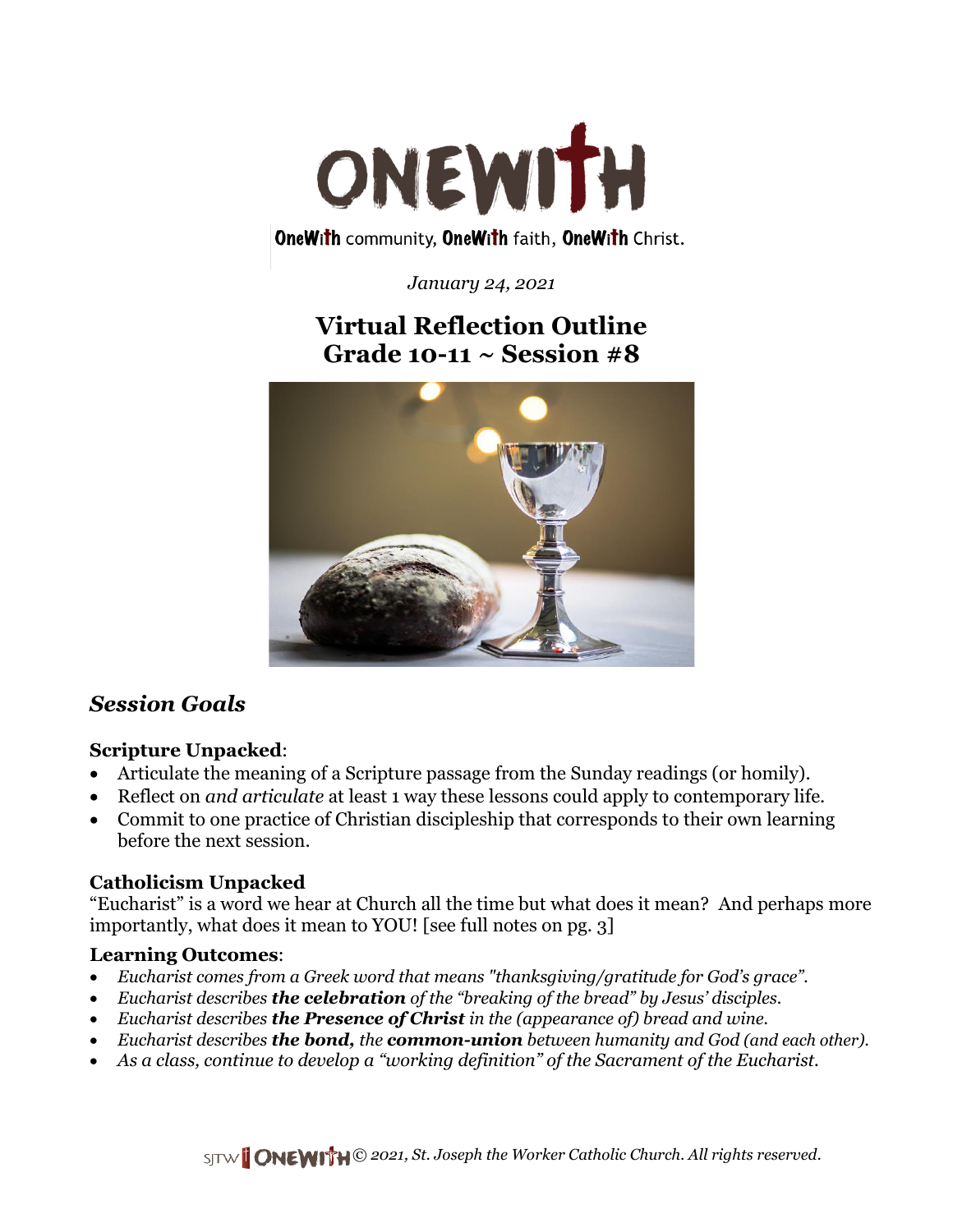# ONEWITH

OneWith community, OneWith faith, OneWith Christ.

*January 24, 2021*

## Virtual Reflection Outline
## Grade 10-11 ~ Session #8

## *Session Goals*

**Scripture Unpacked**:

- Articulate the meaning of a Scripture passage from the Sunday readings (or homily).
- Reflect on *and articulate* at least 1 way these lessons could apply to contemporary life.
- Commit to one practice of Christian discipleship that corresponds to their own learning before the next session.

**Catholicism Unpacked**

"Eucharist" is a word we hear at Church all the time but what does it mean? And perhaps more importantly, what does it mean to YOU! [see full notes on pg. 3]

**Learning Outcomes**:

- *Eucharist comes from a Greek word that means "thanksgiving/gratitude for God's grace".*
- *Eucharist describes **the celebration** of the "breaking of the bread" by Jesus' disciples.*
- *Eucharist describes **the Presence of Christ** in the (appearance of) bread and wine.*
- *Eucharist describes **the bond,** the **common-union** between humanity and God (and each other).*
- *As a class, continue to develop a "working definition" of the Sacrament of the Eucharist.*

SJTW ONEWITH *© 2021, St. Joseph the Worker Catholic Church. All rights reserved.*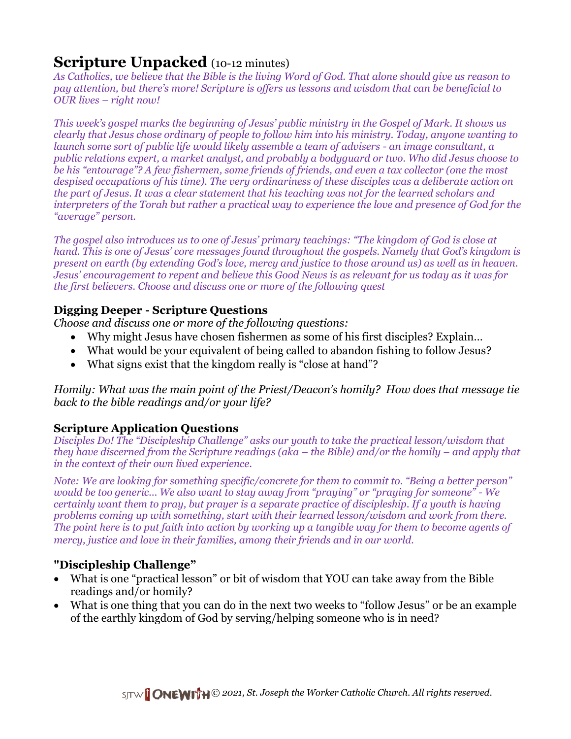# Scripture Unpacked (10-12 minutes)

*As Catholics, we believe that the Bible is the living Word of God. That alone should give us reason to pay attention, but there's more! Scripture is offers us lessons and wisdom that can be beneficial to OUR lives – right now!*

*This week's gospel marks the beginning of Jesus' public ministry in the Gospel of Mark. It shows us clearly that Jesus chose ordinary of people to follow him into his ministry. Today, anyone wanting to launch some sort of public life would likely assemble a team of advisers - an image consultant, a public relations expert, a market analyst, and probably a bodyguard or two. Who did Jesus choose to be his "entourage"? A few fishermen, some friends of friends, and even a tax collector (one the most despised occupations of his time). The very ordinariness of these disciples was a deliberate action on the part of Jesus. It was a clear statement that his teaching was not for the learned scholars and interpreters of the Torah but rather a practical way to experience the love and presence of God for the "average" person.*

*The gospel also introduces us to one of Jesus' primary teachings: "The kingdom of God is close at hand. This is one of Jesus' core messages found throughout the gospels. Namely that God's kingdom is present on earth (by extending God's love, mercy and justice to those around us) as well as in heaven. Jesus' encouragement to repent and believe this Good News is as relevant for us today as it was for the first believers. Choose and discuss one or more of the following quest*

### Digging Deeper - Scripture Questions

*Choose and discuss one or more of the following questions:*

- Why might Jesus have chosen fishermen as some of his first disciples? Explain…
- What would be your equivalent of being called to abandon fishing to follow Jesus?
- What signs exist that the kingdom really is "close at hand"?

*Homily: What was the main point of the Priest/Deacon's homily? How does that message tie back to the bible readings and/or your life?*

### Scripture Application Questions

*Disciples Do! The "Discipleship Challenge" asks our youth to take the practical lesson/wisdom that they have discerned from the Scripture readings (aka – the Bible) and/or the homily – and apply that in the context of their own lived experience.*

*Note: We are looking for something specific/concrete for them to commit to. "Being a better person" would be too generic… We also want to stay away from "praying" or "praying for someone" - We certainly want them to pray, but prayer is a separate practice of discipleship. If a youth is having problems coming up with something, start with their learned lesson/wisdom and work from there. The point here is to put faith into action by working up a tangible way for them to become agents of mercy, justice and love in their families, among their friends and in our world.*

### "Discipleship Challenge"

- What is one "practical lesson" or bit of wisdom that YOU can take away from the Bible readings and/or homily?
- What is one thing that you can do in the next two weeks to "follow Jesus" or be an example of the earthly kingdom of God by serving/helping someone who is in need?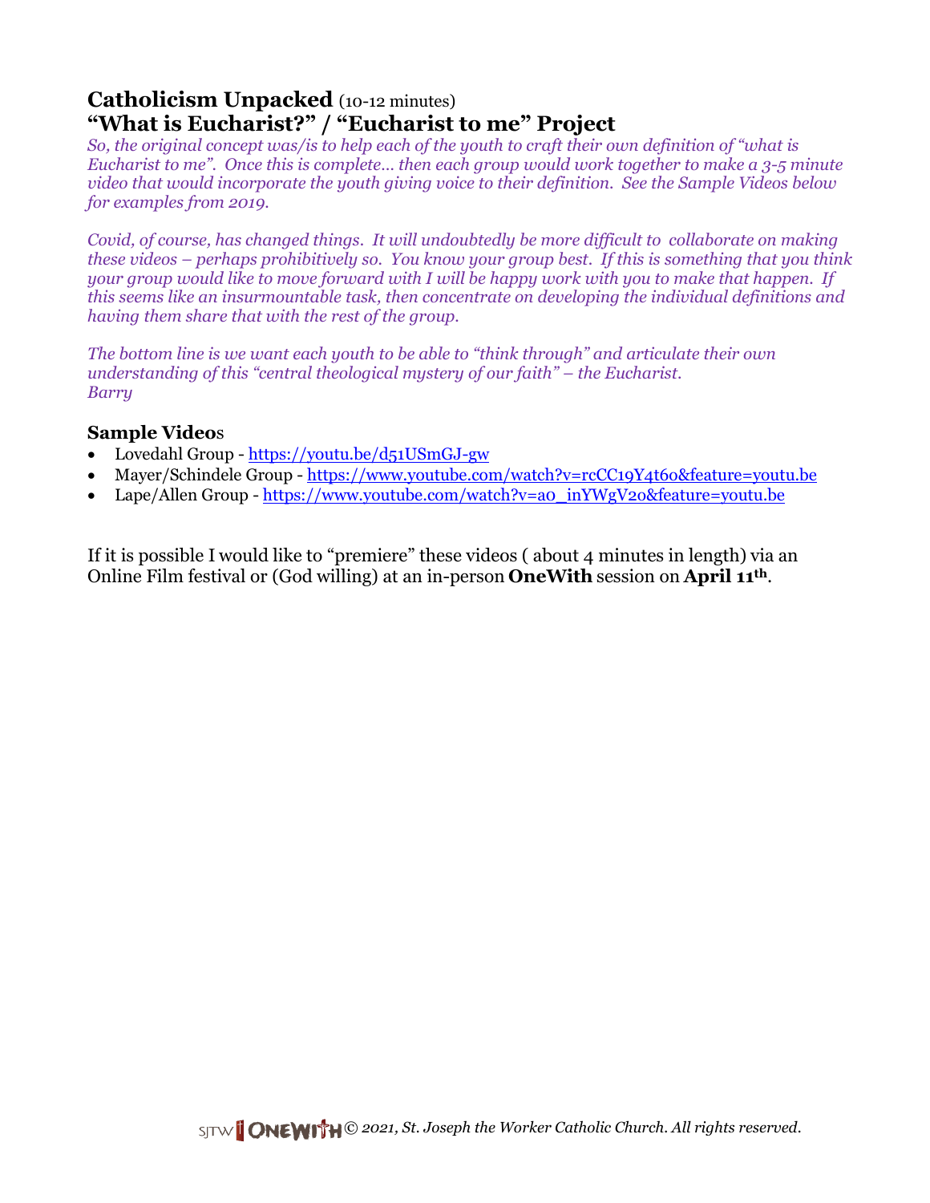## Catholicism Unpacked (10-12 minutes)
## "What is Eucharist?" / "Eucharist to me" Project

*So, the original concept was/is to help each of the youth to craft their own definition of "what is Eucharist to me". Once this is complete… then each group would work together to make a 3-5 minute video that would incorporate the youth giving voice to their definition. See the Sample Videos below for examples from 2019.*

*Covid, of course, has changed things. It will undoubtedly be more difficult to collaborate on making these videos – perhaps prohibitively so. You know your group best. If this is something that you think your group would like to move forward with I will be happy work with you to make that happen. If this seems like an insurmountable task, then concentrate on developing the individual definitions and having them share that with the rest of the group.*

*The bottom line is we want each youth to be able to "think through" and articulate their own understanding of this "central theological mystery of our faith" – the Eucharist.*
*Barry*

### Sample Videos

- Lovedahl Group - https://youtu.be/d51USmGJ-gw
- Mayer/Schindele Group - https://www.youtube.com/watch?v=rcCC19Y4t6o&feature=youtu.be
- Lape/Allen Group - https://www.youtube.com/watch?v=a0_inYWgV2o&feature=youtu.be

If it is possible I would like to "premiere" these videos ( about 4 minutes in length) via an Online Film festival or (God willing) at an in-person **OneWith** session on **April 11th**.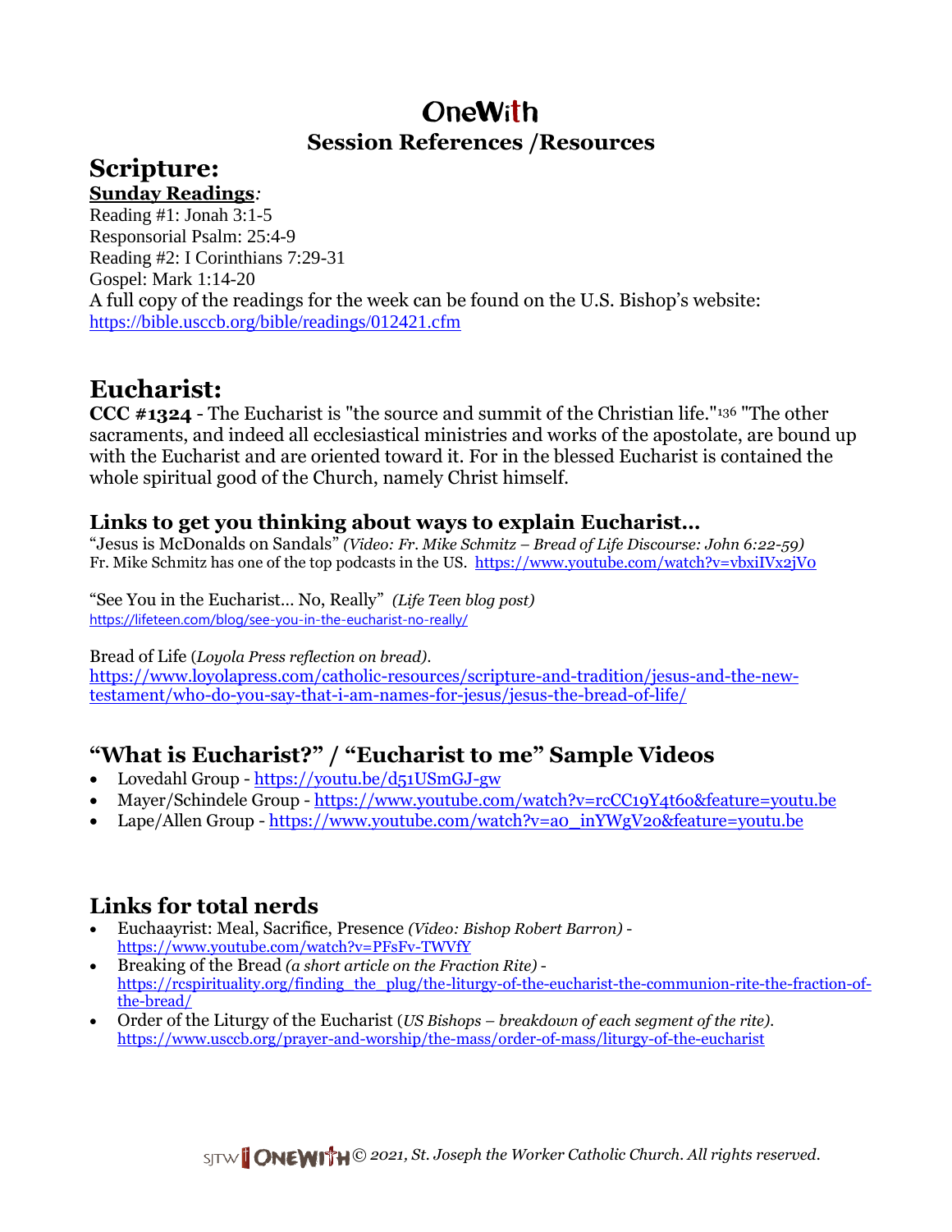# OneWith

## Session References /Resources

# Scripture:

**Sunday Readings**:

Reading #1: Jonah 3:1-5
Responsorial Psalm: 25:4-9
Reading #2: I Corinthians 7:29-31
Gospel: Mark 1:14-20
A full copy of the readings for the week can be found on the U.S. Bishop's website:
https://bible.usccb.org/bible/readings/012421.cfm

# Eucharist:

**CCC #1324** - The Eucharist is "the source and summit of the Christian life."[136] "The other sacraments, and indeed all ecclesiastical ministries and works of the apostolate, are bound up with the Eucharist and are oriented toward it. For in the blessed Eucharist is contained the whole spiritual good of the Church, namely Christ himself.

### Links to get you thinking about ways to explain Eucharist…

"Jesus is McDonalds on Sandals" *(Video: Fr. Mike Schmitz – Bread of Life Discourse: John 6:22-59)*
Fr. Mike Schmitz has one of the top podcasts in the US. https://www.youtube.com/watch?v=vbxiIVx2jVo

"See You in the Eucharist… No, Really" *(Life Teen blog post)*
https://lifeteen.com/blog/see-you-in-the-eucharist-no-really/

Bread of Life (*Loyola Press reflection on bread).*
https://www.loyolapress.com/catholic-resources/scripture-and-tradition/jesus-and-the-new-testament/who-do-you-say-that-i-am-names-for-jesus/jesus-the-bread-of-life/

### "What is Eucharist?" / "Eucharist to me" Sample Videos

- Lovedahl Group - https://youtu.be/d51USmGJ-gw
- Mayer/Schindele Group - https://www.youtube.com/watch?v=rcCC19Y4t6o&feature=youtu.be
- Lape/Allen Group - https://www.youtube.com/watch?v=ao_inYWgV2o&feature=youtu.be

### Links for total nerds

- Euchaayrist: Meal, Sacrifice, Presence *(Video: Bishop Robert Barron)* - https://www.youtube.com/watch?v=PFsFv-TWVfY
- Breaking of the Bread *(a short article on the Fraction Rite)* - https://rcspirituality.org/finding_the_plug/the-liturgy-of-the-eucharist-the-communion-rite-the-fraction-of-the-bread/
- Order of the Liturgy of the Eucharist (*US Bishops – breakdown of each segment of the rite).* https://www.usccb.org/prayer-and-worship/the-mass/order-of-mass/liturgy-of-the-eucharist

*© 2021, St. Joseph the Worker Catholic Church. All rights reserved.*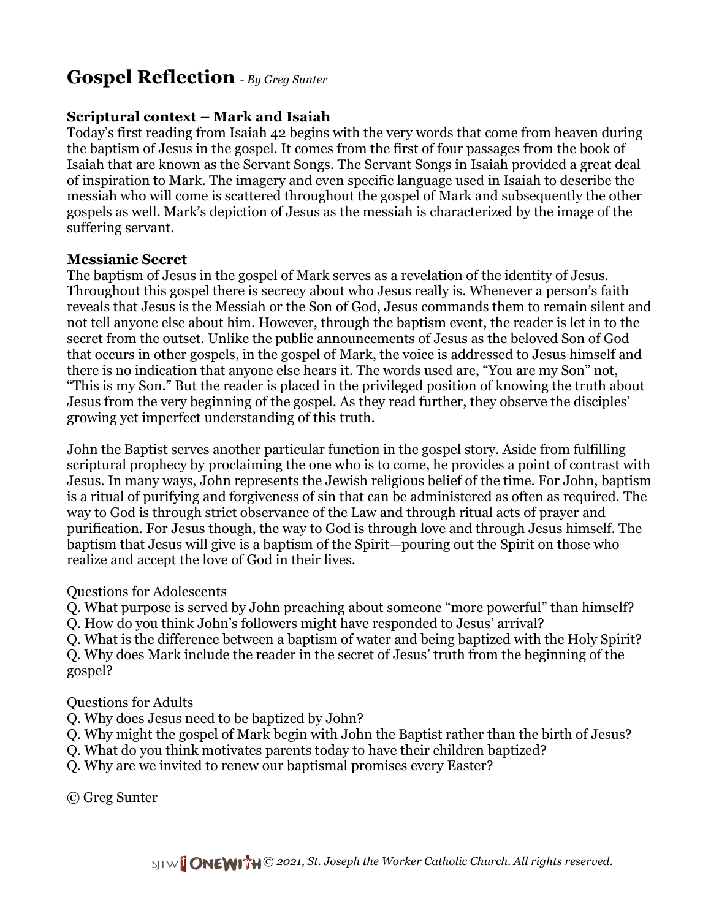# Gospel Reflection *- By Greg Sunter*

**Scriptural context – Mark and Isaiah**
Today's first reading from Isaiah 42 begins with the very words that come from heaven during the baptism of Jesus in the gospel. It comes from the first of four passages from the book of Isaiah that are known as the Servant Songs. The Servant Songs in Isaiah provided a great deal of inspiration to Mark. The imagery and even specific language used in Isaiah to describe the messiah who will come is scattered throughout the gospel of Mark and subsequently the other gospels as well. Mark's depiction of Jesus as the messiah is characterized by the image of the suffering servant.

**Messianic Secret**
The baptism of Jesus in the gospel of Mark serves as a revelation of the identity of Jesus. Throughout this gospel there is secrecy about who Jesus really is. Whenever a person's faith reveals that Jesus is the Messiah or the Son of God, Jesus commands them to remain silent and not tell anyone else about him. However, through the baptism event, the reader is let in to the secret from the outset. Unlike the public announcements of Jesus as the beloved Son of God that occurs in other gospels, in the gospel of Mark, the voice is addressed to Jesus himself and there is no indication that anyone else hears it. The words used are, "You are my Son" not, "This is my Son." But the reader is placed in the privileged position of knowing the truth about Jesus from the very beginning of the gospel. As they read further, they observe the disciples' growing yet imperfect understanding of this truth.

John the Baptist serves another particular function in the gospel story. Aside from fulfilling scriptural prophecy by proclaiming the one who is to come, he provides a point of contrast with Jesus. In many ways, John represents the Jewish religious belief of the time. For John, baptism is a ritual of purifying and forgiveness of sin that can be administered as often as required. The way to God is through strict observance of the Law and through ritual acts of prayer and purification. For Jesus though, the way to God is through love and through Jesus himself. The baptism that Jesus will give is a baptism of the Spirit—pouring out the Spirit on those who realize and accept the love of God in their lives.

Questions for Adolescents
Q. What purpose is served by John preaching about someone "more powerful" than himself?
Q. How do you think John's followers might have responded to Jesus' arrival?
Q. What is the difference between a baptism of water and being baptized with the Holy Spirit?
Q. Why does Mark include the reader in the secret of Jesus' truth from the beginning of the gospel?

Questions for Adults
Q. Why does Jesus need to be baptized by John?
Q. Why might the gospel of Mark begin with John the Baptist rather than the birth of Jesus?
Q. What do you think motivates parents today to have their children baptized?
Q. Why are we invited to renew our baptismal promises every Easter?

© Greg Sunter

SJTW ONEWITH *© 2021, St. Joseph the Worker Catholic Church. All rights reserved.*